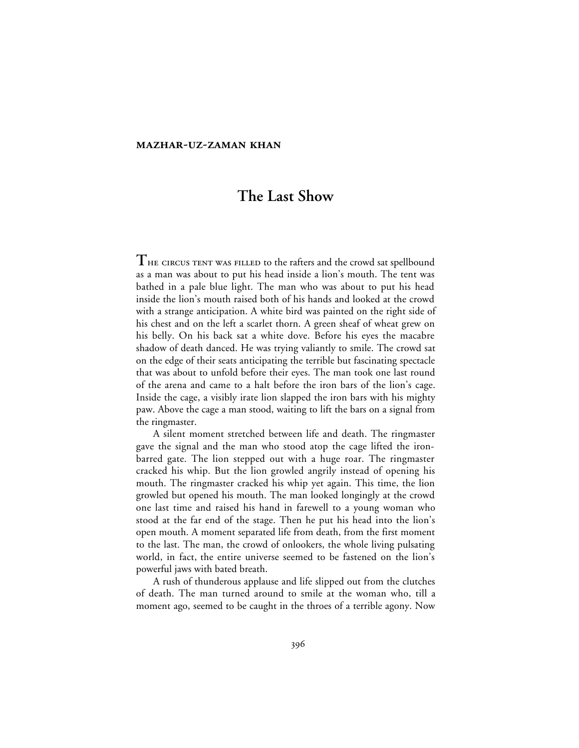**MAZHAR-UZ-ZAMAN KHAN**

# The Last Show

THE CIRCUS TENT WAS FILLED to the rafters and the crowd sat spellbound as a man was about to put his head inside a lion's mouth. The tent was bathed in a pale blue light. The man who was about to put his head inside the lion's mouth raised both of his hands and looked at the crowd with a strange anticipation. A white bird was painted on the right side of his chest and on the left a scarlet thorn. A green sheaf of wheat grew on his belly. On his back sat a white dove. Before his eyes the macabre shadow of death danced. He was trying valiantly to smile. The crowd sat on the edge of their seats anticipating the terrible but fascinating spectacle that was about to unfold before their eyes. The man took one last round of the arena and came to a halt before the iron bars of the lion's cage. Inside the cage, a visibly irate lion slapped the iron bars with his mighty paw. Above the cage a man stood, waiting to lift the bars on a signal from the ringmaster.

A silent moment stretched between life and death. The ringmaster gave the signal and the man who stood atop the cage lifted the iron-barred gate. The lion stepped out with a huge roar. The ringmaster cracked his whip. But the lion growled angrily instead of opening his mouth. The ringmaster cracked his whip yet again. This time, the lion growled but opened his mouth. The man looked longingly at the crowd one last time and raised his hand in farewell to a young woman who stood at the far end of the stage. Then he put his head into the lion's open mouth. A moment separated life from death, from the first moment to the last. The man, the crowd of onlookers, the whole living pulsating world, in fact, the entire universe seemed to be fastened on the lion's powerful jaws with bated breath.

A rush of thunderous applause and life slipped out from the clutches of death. The man turned around to smile at the woman who, till a moment ago, seemed to be caught in the throes of a terrible agony. Now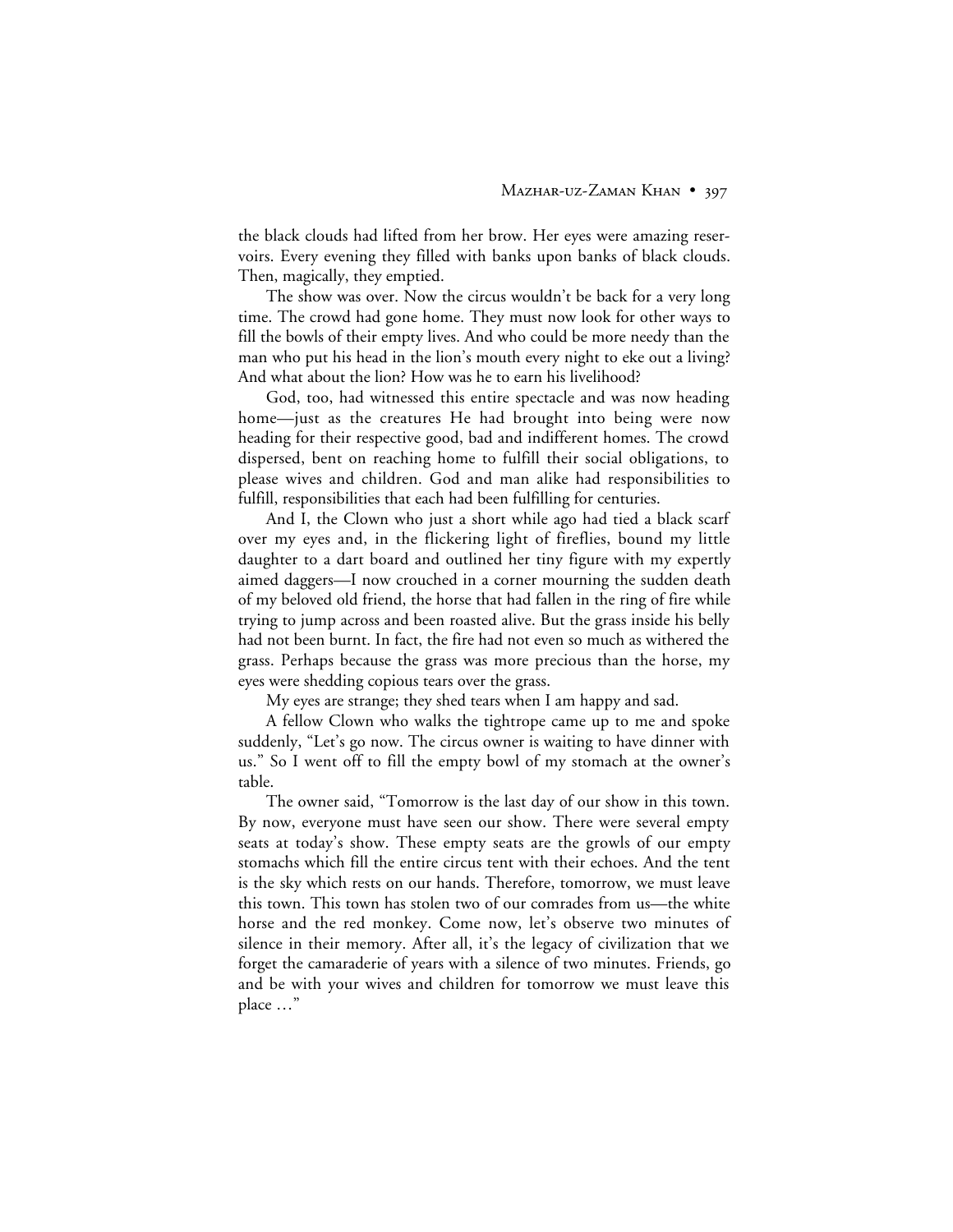the black clouds had lifted from her brow. Her eyes were amazing reservoirs. Every evening they filled with banks upon banks of black clouds. Then, magically, they emptied.

The show was over. Now the circus wouldn't be back for a very long time. The crowd had gone home. They must now look for other ways to fill the bowls of their empty lives. And who could be more needy than the man who put his head in the lion's mouth every night to eke out a living? And what about the lion? How was he to earn his livelihood?

God, too, had witnessed this entire spectacle and was now heading home—just as the creatures He had brought into being were now heading for their respective good, bad and indifferent homes. The crowd dispersed, bent on reaching home to fulfill their social obligations, to please wives and children. God and man alike had responsibilities to fulfill, responsibilities that each had been fulfilling for centuries.

And I, the Clown who just a short while ago had tied a black scarf over my eyes and, in the flickering light of fireflies, bound my little daughter to a dart board and outlined her tiny figure with my expertly aimed daggers—I now crouched in a corner mourning the sudden death of my beloved old friend, the horse that had fallen in the ring of fire while trying to jump across and been roasted alive. But the grass inside his belly had not been burnt. In fact, the fire had not even so much as withered the grass. Perhaps because the grass was more precious than the horse, my eyes were shedding copious tears over the grass.

My eyes are strange; they shed tears when I am happy and sad.

A fellow Clown who walks the tightrope came up to me and spoke suddenly, "Let's go now. The circus owner is waiting to have dinner with us." So I went off to fill the empty bowl of my stomach at the owner's table.

The owner said, "Tomorrow is the last day of our show in this town. By now, everyone must have seen our show. There were several empty seats at today's show. These empty seats are the growls of our empty stomachs which fill the entire circus tent with their echoes. And the tent is the sky which rests on our hands. Therefore, tomorrow, we must leave this town. This town has stolen two of our comrades from us—the white horse and the red monkey. Come now, let's observe two minutes of silence in their memory. After all, it's the legacy of civilization that we forget the camaraderie of years with a silence of two minutes. Friends, go and be with your wives and children for tomorrow we must leave this place …"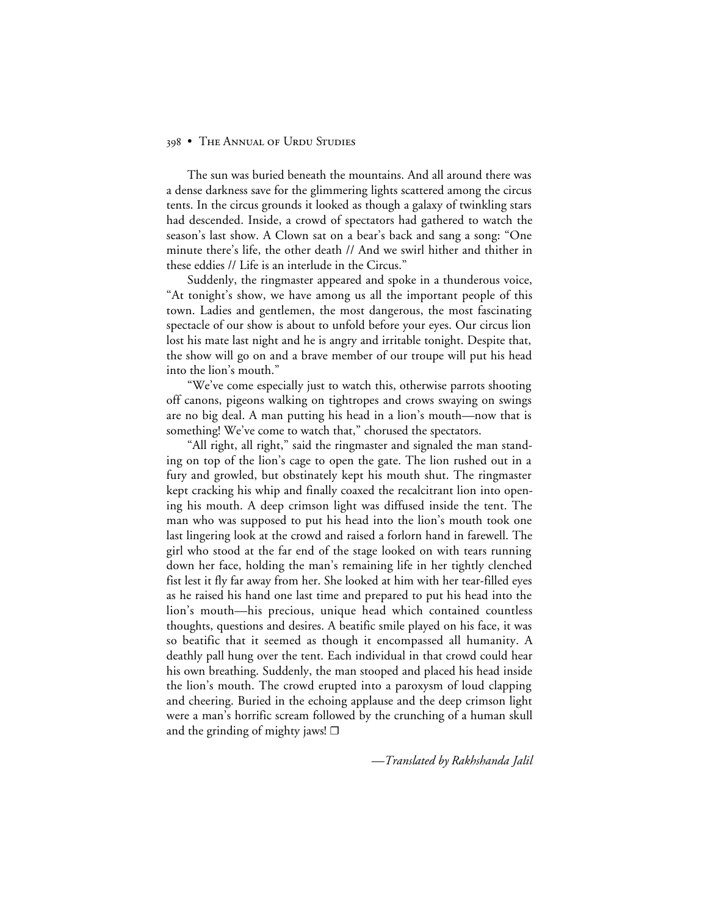The sun was buried beneath the mountains. And all around there was a dense darkness save for the glimmering lights scattered among the circus tents. In the circus grounds it looked as though a galaxy of twinkling stars had descended. Inside, a crowd of spectators had gathered to watch the season's last show. A Clown sat on a bear's back and sang a song: "One minute there's life, the other death // And we swirl hither and thither in these eddies // Life is an interlude in the Circus."

Suddenly, the ringmaster appeared and spoke in a thunderous voice, "At tonight's show, we have among us all the important people of this town. Ladies and gentlemen, the most dangerous, the most fascinating spectacle of our show is about to unfold before your eyes. Our circus lion lost his mate last night and he is angry and irritable tonight. Despite that, the show will go on and a brave member of our troupe will put his head into the lion's mouth."

"We've come especially just to watch this, otherwise parrots shooting off canons, pigeons walking on tightropes and crows swaying on swings are no big deal. A man putting his head in a lion's mouth—now that is something! We've come to watch that," chorused the spectators.

"All right, all right," said the ringmaster and signaled the man standing on top of the lion's cage to open the gate. The lion rushed out in a fury and growled, but obstinately kept his mouth shut. The ringmaster kept cracking his whip and finally coaxed the recalcitrant lion into opening his mouth. A deep crimson light was diffused inside the tent. The man who was supposed to put his head into the lion's mouth took one last lingering look at the crowd and raised a forlorn hand in farewell. The girl who stood at the far end of the stage looked on with tears running down her face, holding the man's remaining life in her tightly clenched fist lest it fly far away from her. She looked at him with her tear-filled eyes as he raised his hand one last time and prepared to put his head into the lion's mouth—his precious, unique head which contained countless thoughts, questions and desires. A beatific smile played on his face, it was so beatific that it seemed as though it encompassed all humanity. A deathly pall hung over the tent. Each individual in that crowd could hear his own breathing. Suddenly, the man stooped and placed his head inside the lion's mouth. The crowd erupted into a paroxysm of loud clapping and cheering. Buried in the echoing applause and the deep crimson light were a man's horrific scream followed by the crunching of a human skull and the grinding of mighty jaws! ❐

*—Translated by Rakhshanda Jalil*